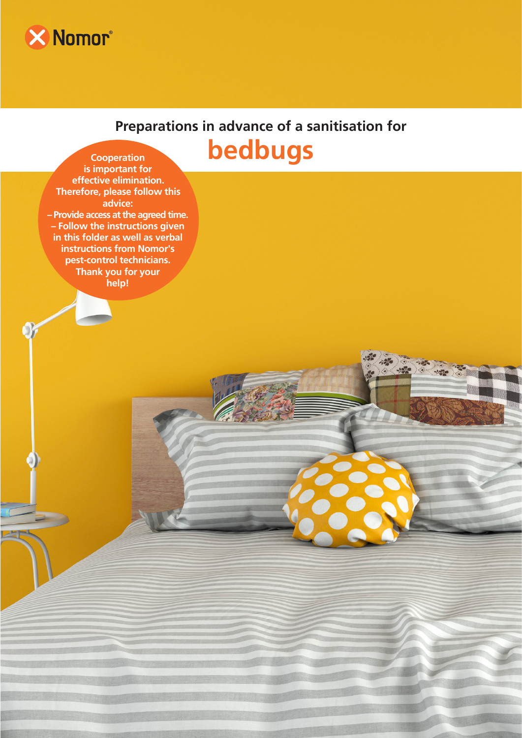Nomor®

# Preparations in advance of a sanitisation for bedbugs

**Cooperation is important for effective elimination. Therefore, please follow this advice:**

- **Provide access at the agreed time.**
- **Follow the instructions given in this folder as well as verbal instructions from Nomor's pest-control technicians.**

**Thank you for your help!**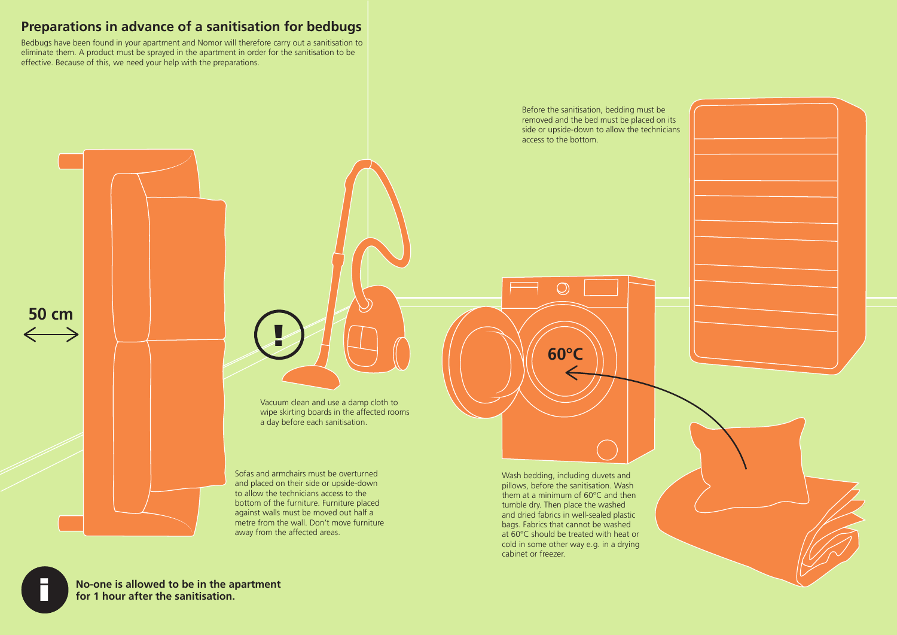## Preparations in advance of a sanitisation for bedbugs

Bedbugs have been found in your apartment and Nomor will therefore carry out a sanitisation to eliminate them. A product must be sprayed in the apartment in order for the sanitisation to be effective. Because of this, we need your help with the preparations.

Before the sanitisation, bedding must be removed and the bed must be placed on its side or upside-down to allow the technicians access to the bottom.

50 cm

Vacuum clean and use a damp cloth to wipe skirting boards in the affected rooms a day before each sanitisation.

60°C

Sofas and armchairs must be overturned and placed on their side or upside-down to allow the technicians access to the bottom of the furniture. Furniture placed against walls must be moved out half a metre from the wall. Don't move furniture away from the affected areas.

Wash bedding, including duvets and pillows, before the sanitisation. Wash them at a minimum of 60°C and then tumble dry. Then place the washed and dried fabrics in well-sealed plastic bags. Fabrics that cannot be washed at 60°C should be treated with heat or cold in some other way e.g. in a drying cabinet or freezer.

**No-one is allowed to be in the apartment for 1 hour after the sanitisation.**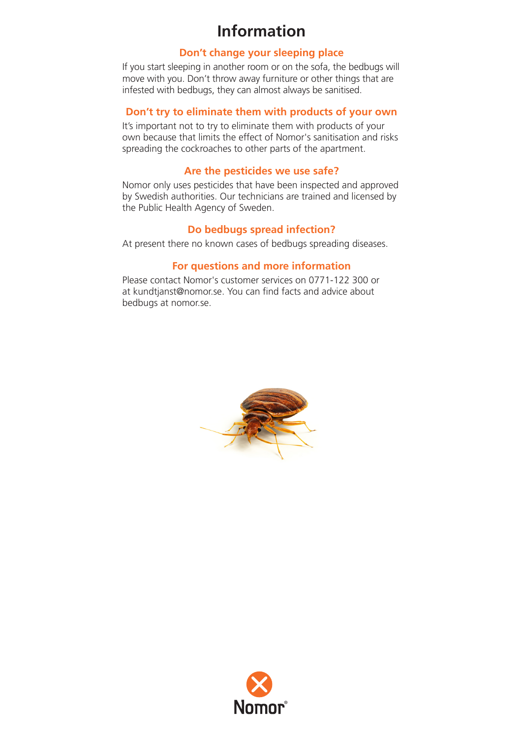# Information

## Don’t change your sleeping place

If you start sleeping in another room or on the sofa, the bedbugs will move with you. Don’t throw away furniture or other things that are infested with bedbugs, they can almost always be sanitised.

## Don’t try to eliminate them with products of your own

It’s important not to try to eliminate them with products of your own because that limits the effect of Nomor's sanitisation and risks spreading the cockroaches to other parts of the apartment.

## Are the pesticides we use safe?

Nomor only uses pesticides that have been inspected and approved by Swedish authorities. Our technicians are trained and licensed by the Public Health Agency of Sweden.

## Do bedbugs spread infection?

At present there no known cases of bedbugs spreading diseases.

## For questions and more information

Please contact Nomor's customer services on 0771-122 300 or at kundtjanst@nomor.se. You can find facts and advice about bedbugs at nomor.se.

Nomor®